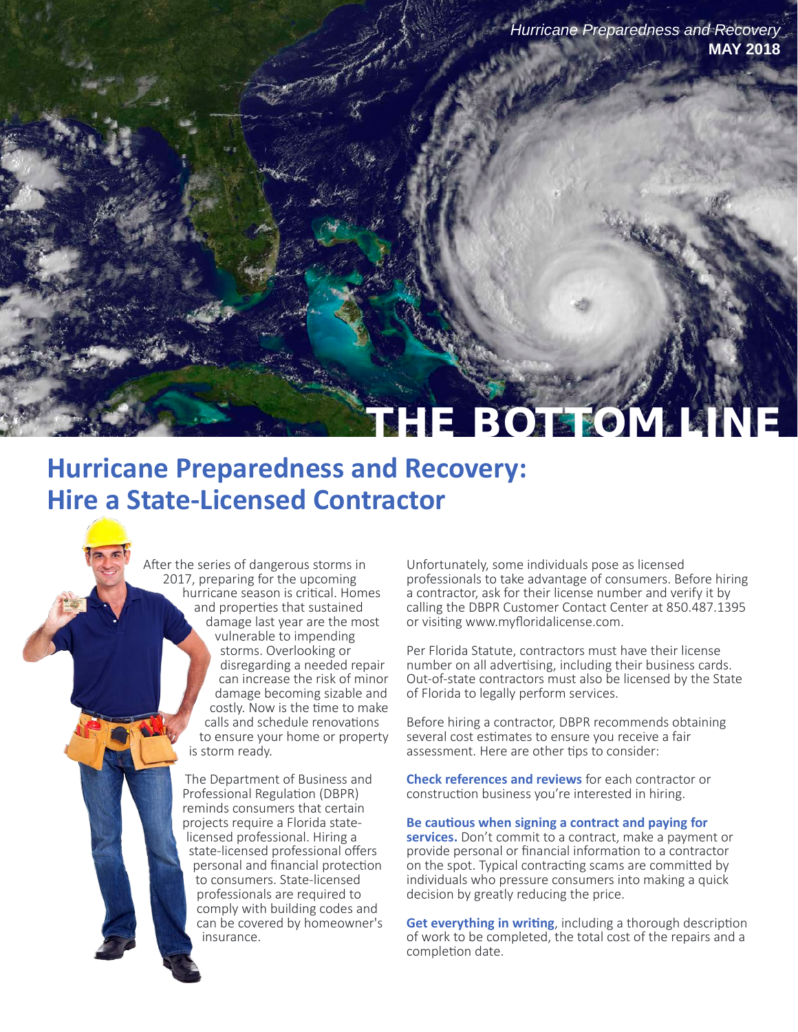*Hurricane Preparedness and Recovery*
**MAY 2018**

# THE BOTTOM LINE

## Hurricane Preparedness and Recovery: Hire a State-Licensed Contractor

After the series of dangerous storms in 2017, preparing for the upcoming hurricane season is critical. Homes and properties that sustained damage last year are the most vulnerable to impending storms. Overlooking or disregarding a needed repair can increase the risk of minor damage becoming sizable and costly. Now is the time to make calls and schedule renovations to ensure your home or property is storm ready.

The Department of Business and Professional Regulation (DBPR) reminds consumers that certain projects require a Florida state-licensed professional. Hiring a state-licensed professional offers personal and financial protection to consumers. State-licensed professionals are required to comply with building codes and can be covered by homeowner's insurance.

Unfortunately, some individuals pose as licensed professionals to take advantage of consumers. Before hiring a contractor, ask for their license number and verify it by calling the DBPR Customer Contact Center at 850.487.1395 or visiting www.myfloridalicense.com.

Per Florida Statute, contractors must have their license number on all advertising, including their business cards. Out-of-state contractors must also be licensed by the State of Florida to legally perform services.

Before hiring a contractor, DBPR recommends obtaining several cost estimates to ensure you receive a fair assessment. Here are other tips to consider:

**Check references and reviews** for each contractor or construction business you're interested in hiring.

**Be cautious when signing a contract and paying for services.** Don't commit to a contract, make a payment or provide personal or financial information to a contractor on the spot. Typical contracting scams are committed by individuals who pressure consumers into making a quick decision by greatly reducing the price.

**Get everything in writing**, including a thorough description of work to be completed, the total cost of the repairs and a completion date.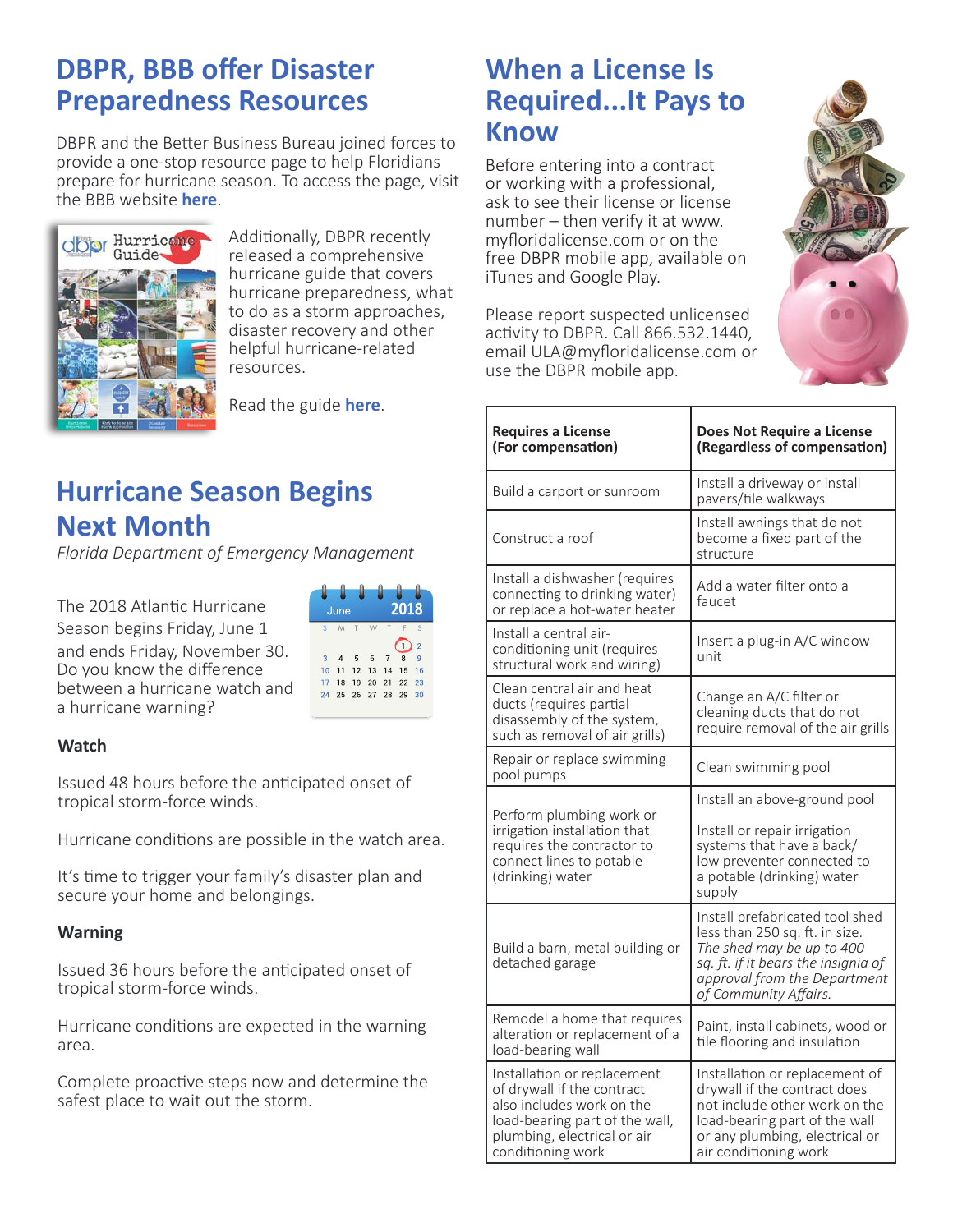## DBPR, BBB offer Disaster Preparedness Resources

DBPR and the Better Business Bureau joined forces to provide a one-stop resource page to help Floridians prepare for hurricane season. To access the page, visit the BBB website **here**.

Additionally, DBPR recently released a comprehensive hurricane guide that covers hurricane preparedness, what to do as a storm approaches, disaster recovery and other helpful hurricane-related resources.

Read the guide **here**.

## Hurricane Season Begins Next Month

*Florida Department of Emergency Management*

The 2018 Atlantic Hurricane Season begins Friday, June 1 and ends Friday, November 30. Do you know the difference between a hurricane watch and a hurricane warning?

**Watch**

Issued 48 hours before the anticipated onset of tropical storm-force winds.

Hurricane conditions are possible in the watch area.

It's time to trigger your family's disaster plan and secure your home and belongings.

**Warning**

Issued 36 hours before the anticipated onset of tropical storm-force winds.

Hurricane conditions are expected in the warning area.

Complete proactive steps now and determine the safest place to wait out the storm.

## When a License Is Required...It Pays to Know

Before entering into a contract or working with a professional, ask to see their license or license number – then verify it at www.myfloridalicense.com or on the free DBPR mobile app, available on iTunes and Google Play.

Please report suspected unlicensed activity to DBPR. Call 866.532.1440, email ULA@myfloridalicense.com or use the DBPR mobile app.

| Requires a License (For compensation) | Does Not Require a License (Regardless of compensation) |
|---|---|
| Build a carport or sunroom | Install a driveway or install pavers/tile walkways |
| Construct a roof | Install awnings that do not become a fixed part of the structure |
| Install a dishwasher (requires connecting to drinking water) or replace a hot-water heater | Add a water filter onto a faucet |
| Install a central air-conditioning unit (requires structural work and wiring) | Insert a plug-in A/C window unit |
| Clean central air and heat ducts (requires partial disassembly of the system, such as removal of air grills) | Change an A/C filter or cleaning ducts that do not require removal of the air grills |
| Repair or replace swimming pool pumps | Clean swimming pool |
| Perform plumbing work or irrigation installation that requires the contractor to connect lines to potable (drinking) water | Install an above-ground pool<br><br>Install or repair irrigation systems that have a back/low preventer connected to a potable (drinking) water supply |
| Build a barn, metal building or detached garage | Install prefabricated tool shed less than 250 sq. ft. in size. *The shed may be up to 400 sq. ft. if it bears the insignia of approval from the Department of Community Affairs.* |
| Remodel a home that requires alteration or replacement of a load-bearing wall | Paint, install cabinets, wood or tile flooring and insulation |
| Installation or replacement of drywall if the contract also includes work on the load-bearing part of the wall, plumbing, electrical or air conditioning work | Installation or replacement of drywall if the contract does not include other work on the load-bearing part of the wall or any plumbing, electrical or air conditioning work |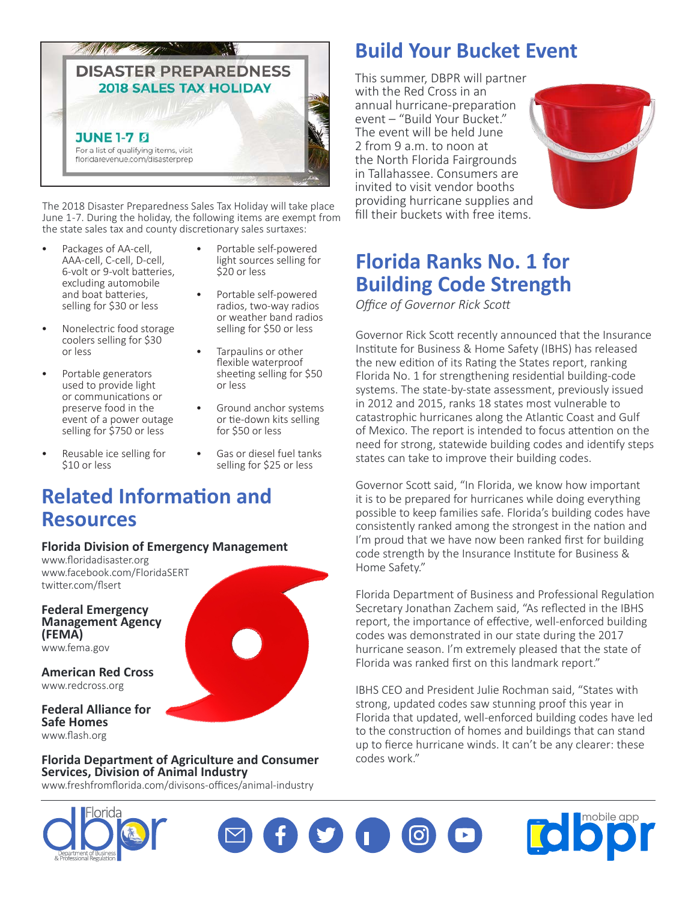DISASTER PREPAREDNESS
2018 SALES TAX HOLIDAY

JUNE 1-7

For a list of qualifying items, visit floridarevenue.com/disasterprep

The 2018 Disaster Preparedness Sales Tax Holiday will take place June 1-7. During the holiday, the following items are exempt from the state sales tax and county discretionary sales surtaxes:

- Packages of AA-cell, AAA-cell, C-cell, D-cell, 6-volt or 9-volt batteries, excluding automobile and boat batteries, selling for $30 or less
- Nonelectric food storage coolers selling for $30 or less
- Portable generators used to provide light or communications or preserve food in the event of a power outage selling for $750 or less
- Reusable ice selling for $10 or less
- Portable self-powered light sources selling for $20 or less
- Portable self-powered radios, two-way radios or weather band radios selling for $50 or less
- Tarpaulins or other flexible waterproof sheeting selling for $50 or less
- Ground anchor systems or tie-down kits selling for $50 or less
- Gas or diesel fuel tanks selling for $25 or less

## Related Information and Resources

**Florida Division of Emergency Management**
www.floridadisaster.org
www.facebook.com/FloridaSERT
twitter.com/flsert

**Federal Emergency Management Agency (FEMA)**
www.fema.gov

**American Red Cross**
www.redcross.org

**Federal Alliance for Safe Homes**
www.flash.org

**Florida Department of Agriculture and Consumer Services, Division of Animal Industry**
www.freshfromflorida.com/divisons-offices/animal-industry

## Build Your Bucket Event

This summer, DBPR will partner with the Red Cross in an annual hurricane-preparation event – "Build Your Bucket." The event will be held June 2 from 9 a.m. to noon at the North Florida Fairgrounds in Tallahassee. Consumers are invited to visit vendor booths providing hurricane supplies and fill their buckets with free items.

## Florida Ranks No. 1 for Building Code Strength

*Office of Governor Rick Scott*

Governor Rick Scott recently announced that the Insurance Institute for Business & Home Safety (IBHS) has released the new edition of its Rating the States report, ranking Florida No. 1 for strengthening residential building-code systems. The state-by-state assessment, previously issued in 2012 and 2015, ranks 18 states most vulnerable to catastrophic hurricanes along the Atlantic Coast and Gulf of Mexico. The report is intended to focus attention on the need for strong, statewide building codes and identify steps states can take to improve their building codes.

Governor Scott said, "In Florida, we know how important it is to be prepared for hurricanes while doing everything possible to keep families safe. Florida's building codes have consistently ranked among the strongest in the nation and I'm proud that we have now been ranked first for building code strength by the Insurance Institute for Business & Home Safety."

Florida Department of Business and Professional Regulation Secretary Jonathan Zachem said, "As reflected in the IBHS report, the importance of effective, well-enforced building codes was demonstrated in our state during the 2017 hurricane season. I'm extremely pleased that the state of Florida was ranked first on this landmark report."

IBHS CEO and President Julie Rochman said, "States with strong, updated codes saw stunning proof this year in Florida that updated, well-enforced building codes have led to the construction of homes and buildings that can stand up to fierce hurricane winds. It can't be any clearer: these codes work."